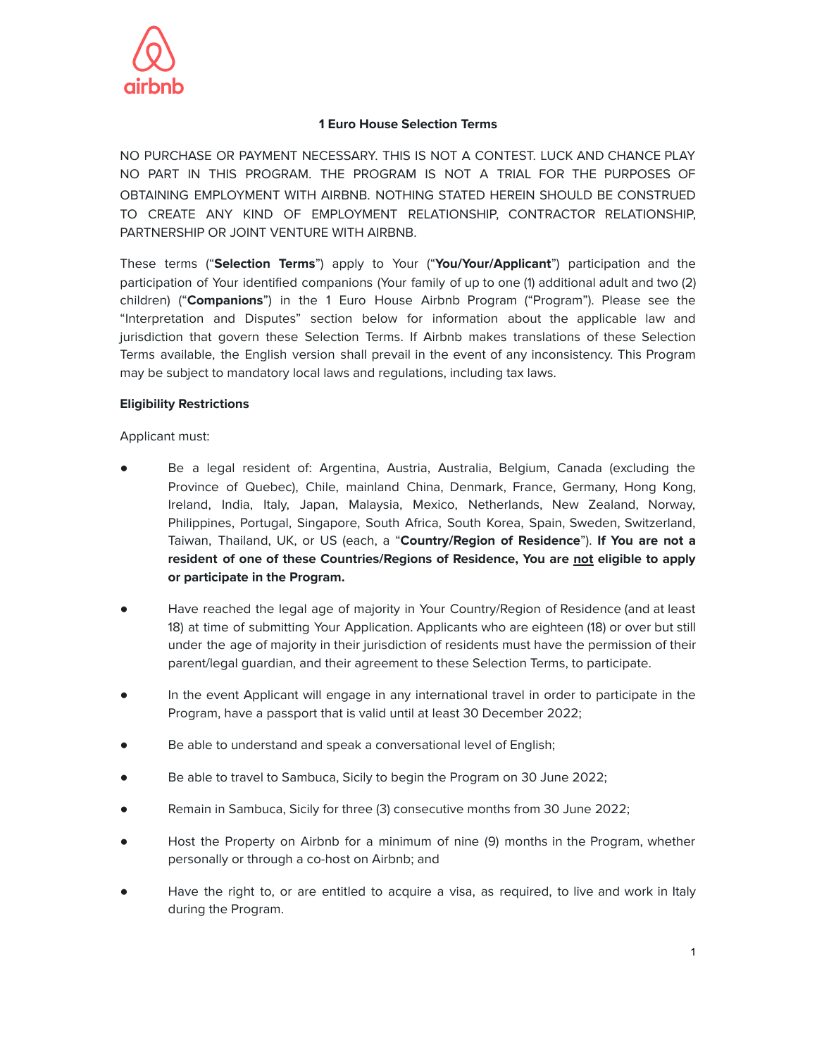# 1 Euro House Selection Terms

NO PURCHASE OR PAYMENT NECESSARY. THIS IS NOT A CONTEST. LUCK AND CHANCE PLAY NO PART IN THIS PROGRAM. THE PROGRAM IS NOT A TRIAL FOR THE PURPOSES OF OBTAINING EMPLOYMENT WITH AIRBNB. NOTHING STATED HEREIN SHOULD BE CONSTRUED TO CREATE ANY KIND OF EMPLOYMENT RELATIONSHIP, CONTRACTOR RELATIONSHIP, PARTNERSHIP OR JOINT VENTURE WITH AIRBNB.

These terms ("**Selection Terms**") apply to Your ("**You/Your/Applicant**") participation and the participation of Your identified companions (Your family of up to one (1) additional adult and two (2) children) ("**Companions**") in the 1 Euro House Airbnb Program ("Program"). Please see the "Interpretation and Disputes" section below for information about the applicable law and jurisdiction that govern these Selection Terms. If Airbnb makes translations of these Selection Terms available, the English version shall prevail in the event of any inconsistency. This Program may be subject to mandatory local laws and regulations, including tax laws.

**Eligibility Restrictions**

Applicant must:

- Be a legal resident of: Argentina, Austria, Australia, Belgium, Canada (excluding the Province of Quebec), Chile, mainland China, Denmark, France, Germany, Hong Kong, Ireland, India, Italy, Japan, Malaysia, Mexico, Netherlands, New Zealand, Norway, Philippines, Portugal, Singapore, South Africa, South Korea, Spain, Sweden, Switzerland, Taiwan, Thailand, UK, or US (each, a "**Country/Region of Residence**"). **If You are not a resident of one of these Countries/Regions of Residence, You are not eligible to apply or participate in the Program.**
- Have reached the legal age of majority in Your Country/Region of Residence (and at least 18) at time of submitting Your Application. Applicants who are eighteen (18) or over but still under the age of majority in their jurisdiction of residents must have the permission of their parent/legal guardian, and their agreement to these Selection Terms, to participate.
- In the event Applicant will engage in any international travel in order to participate in the Program, have a passport that is valid until at least 30 December 2022;
- Be able to understand and speak a conversational level of English;
- Be able to travel to Sambuca, Sicily to begin the Program on 30 June 2022;
- Remain in Sambuca, Sicily for three (3) consecutive months from 30 June 2022;
- Host the Property on Airbnb for a minimum of nine (9) months in the Program, whether personally or through a co-host on Airbnb; and
- Have the right to, or are entitled to acquire a visa, as required, to live and work in Italy during the Program.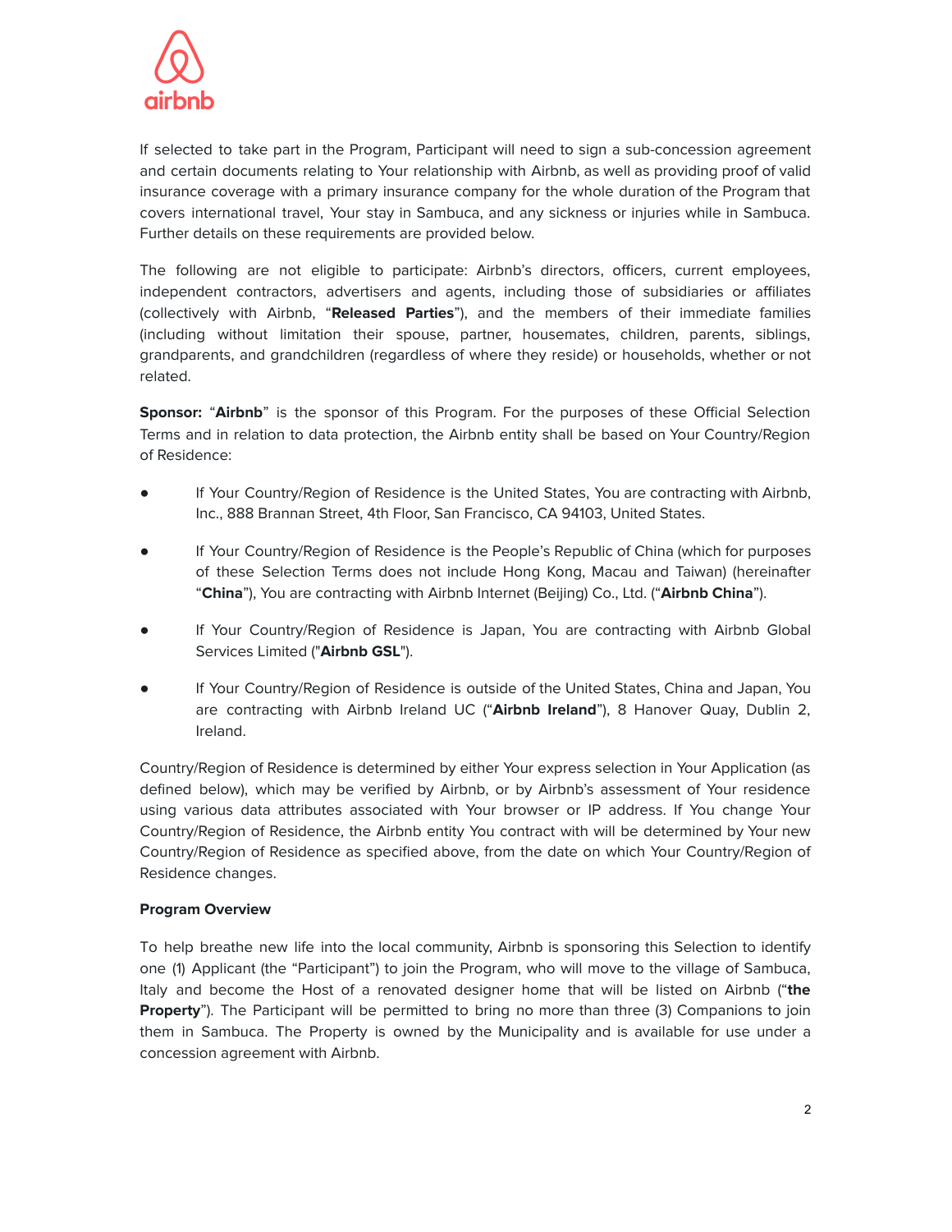If selected to take part in the Program, Participant will need to sign a sub-concession agreement and certain documents relating to Your relationship with Airbnb, as well as providing proof of valid insurance coverage with a primary insurance company for the whole duration of the Program that covers international travel, Your stay in Sambuca, and any sickness or injuries while in Sambuca. Further details on these requirements are provided below.

The following are not eligible to participate: Airbnb's directors, officers, current employees, independent contractors, advertisers and agents, including those of subsidiaries or affiliates (collectively with Airbnb, "**Released Parties**"), and the members of their immediate families (including without limitation their spouse, partner, housemates, children, parents, siblings, grandparents, and grandchildren (regardless of where they reside) or households, whether or not related.

**Sponsor:** "**Airbnb**" is the sponsor of this Program. For the purposes of these Official Selection Terms and in relation to data protection, the Airbnb entity shall be based on Your Country/Region of Residence:

- If Your Country/Region of Residence is the United States, You are contracting with Airbnb, Inc., 888 Brannan Street, 4th Floor, San Francisco, CA 94103, United States.
- If Your Country/Region of Residence is the People's Republic of China (which for purposes of these Selection Terms does not include Hong Kong, Macau and Taiwan) (hereinafter "**China**"), You are contracting with Airbnb Internet (Beijing) Co., Ltd. ("**Airbnb China**").
- If Your Country/Region of Residence is Japan, You are contracting with Airbnb Global Services Limited ("**Airbnb GSL**").
- If Your Country/Region of Residence is outside of the United States, China and Japan, You are contracting with Airbnb Ireland UC ("**Airbnb Ireland**"), 8 Hanover Quay, Dublin 2, Ireland.

Country/Region of Residence is determined by either Your express selection in Your Application (as defined below), which may be verified by Airbnb, or by Airbnb's assessment of Your residence using various data attributes associated with Your browser or IP address. If You change Your Country/Region of Residence, the Airbnb entity You contract with will be determined by Your new Country/Region of Residence as specified above, from the date on which Your Country/Region of Residence changes.

**Program Overview**

To help breathe new life into the local community, Airbnb is sponsoring this Selection to identify one (1) Applicant (the "Participant") to join the Program, who will move to the village of Sambuca, Italy and become the Host of a renovated designer home that will be listed on Airbnb ("**the Property**"). The Participant will be permitted to bring no more than three (3) Companions to join them in Sambuca. The Property is owned by the Municipality and is available for use under a concession agreement with Airbnb.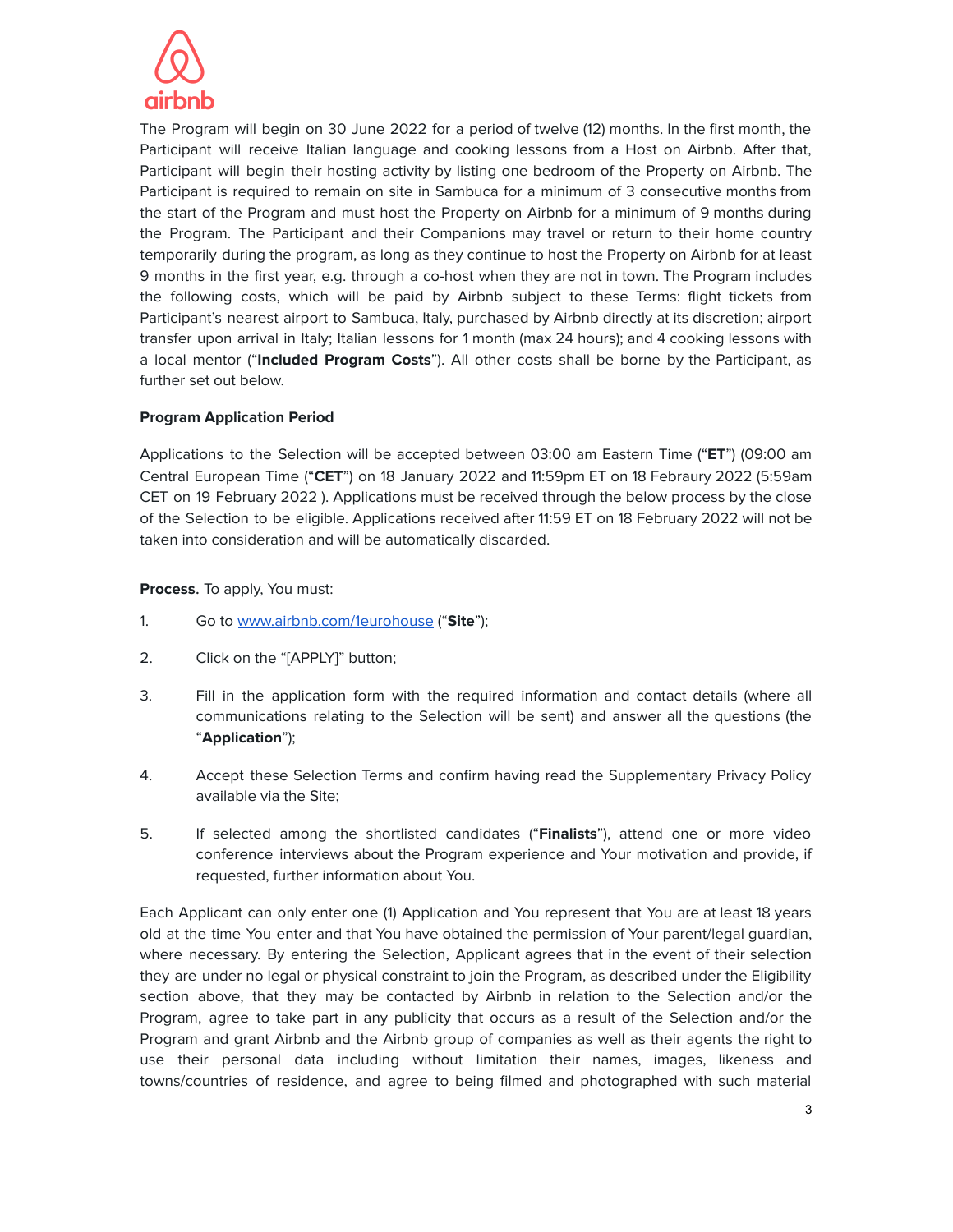The Program will begin on 30 June 2022 for a period of twelve (12) months. In the first month, the Participant will receive Italian language and cooking lessons from a Host on Airbnb. After that, Participant will begin their hosting activity by listing one bedroom of the Property on Airbnb. The Participant is required to remain on site in Sambuca for a minimum of 3 consecutive months from the start of the Program and must host the Property on Airbnb for a minimum of 9 months during the Program. The Participant and their Companions may travel or return to their home country temporarily during the program, as long as they continue to host the Property on Airbnb for at least 9 months in the first year, e.g. through a co-host when they are not in town. The Program includes the following costs, which will be paid by Airbnb subject to these Terms: flight tickets from Participant's nearest airport to Sambuca, Italy, purchased by Airbnb directly at its discretion; airport transfer upon arrival in Italy; Italian lessons for 1 month (max 24 hours); and 4 cooking lessons with a local mentor ("**Included Program Costs**"). All other costs shall be borne by the Participant, as further set out below.

**Program Application Period**

Applications to the Selection will be accepted between 03:00 am Eastern Time ("**ET**") (09:00 am Central European Time ("**CET**") on 18 January 2022 and 11:59pm ET on 18 Febraury 2022 (5:59am CET on 19 February 2022 ). Applications must be received through the below process by the close of the Selection to be eligible. Applications received after 11:59 ET on 18 February 2022 will not be taken into consideration and will be automatically discarded.

**Process.** To apply, You must:

1. Go to www.airbnb.com/1eurohouse ("**Site**");
2. Click on the "[APPLY]" button;
3. Fill in the application form with the required information and contact details (where all communications relating to the Selection will be sent) and answer all the questions (the "**Application**");
4. Accept these Selection Terms and confirm having read the Supplementary Privacy Policy available via the Site;
5. If selected among the shortlisted candidates ("**Finalists**"), attend one or more video conference interviews about the Program experience and Your motivation and provide, if requested, further information about You.

Each Applicant can only enter one (1) Application and You represent that You are at least 18 years old at the time You enter and that You have obtained the permission of Your parent/legal guardian, where necessary. By entering the Selection, Applicant agrees that in the event of their selection they are under no legal or physical constraint to join the Program, as described under the Eligibility section above, that they may be contacted by Airbnb in relation to the Selection and/or the Program, agree to take part in any publicity that occurs as a result of the Selection and/or the Program and grant Airbnb and the Airbnb group of companies as well as their agents the right to use their personal data including without limitation their names, images, likeness and towns/countries of residence, and agree to being filmed and photographed with such material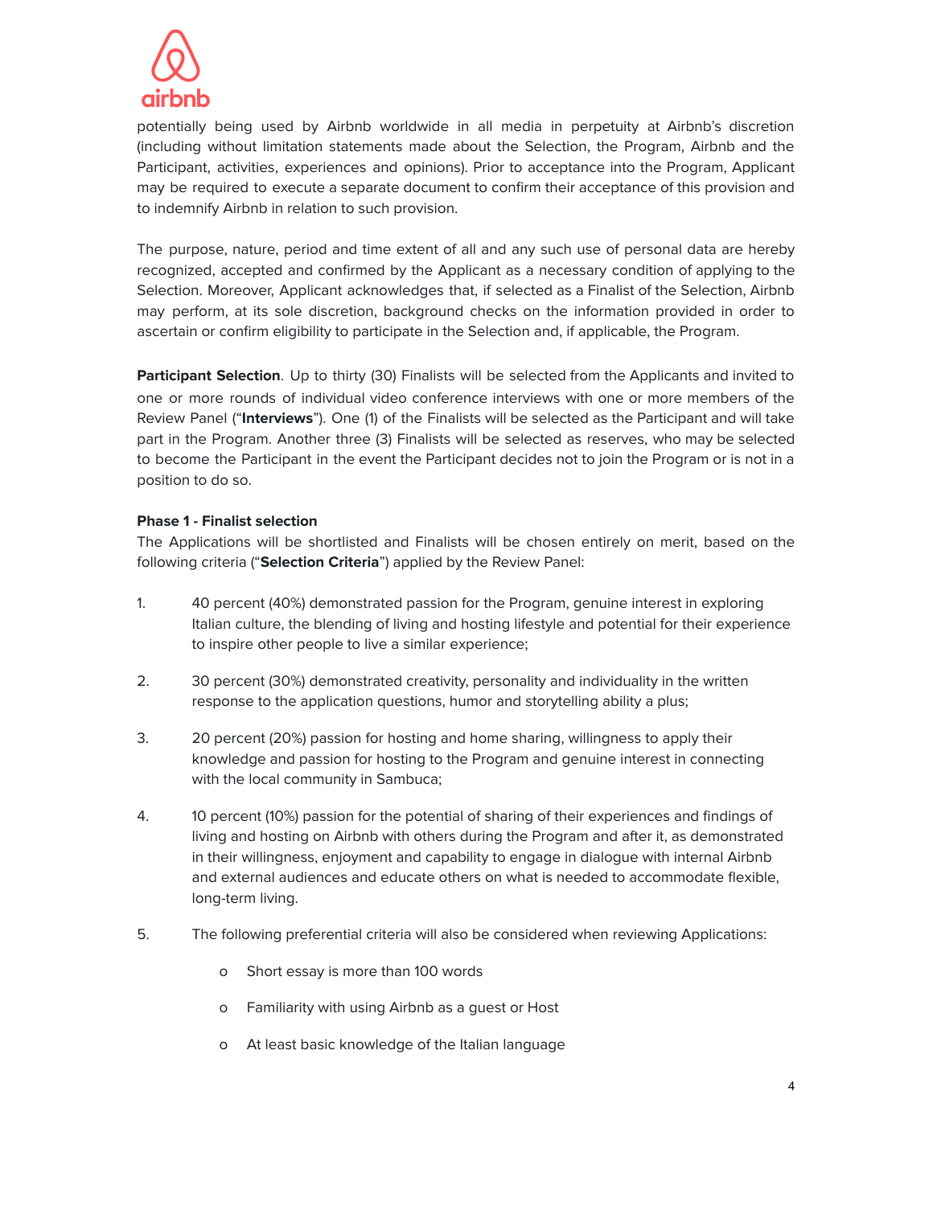potentially being used by Airbnb worldwide in all media in perpetuity at Airbnb's discretion (including without limitation statements made about the Selection, the Program, Airbnb and the Participant, activities, experiences and opinions). Prior to acceptance into the Program, Applicant may be required to execute a separate document to confirm their acceptance of this provision and to indemnify Airbnb in relation to such provision.

The purpose, nature, period and time extent of all and any such use of personal data are hereby recognized, accepted and confirmed by the Applicant as a necessary condition of applying to the Selection. Moreover, Applicant acknowledges that, if selected as a Finalist of the Selection, Airbnb may perform, at its sole discretion, background checks on the information provided in order to ascertain or confirm eligibility to participate in the Selection and, if applicable, the Program.

**Participant Selection**. Up to thirty (30) Finalists will be selected from the Applicants and invited to one or more rounds of individual video conference interviews with one or more members of the Review Panel ("**Interviews**"). One (1) of the Finalists will be selected as the Participant and will take part in the Program. Another three (3) Finalists will be selected as reserves, who may be selected to become the Participant in the event the Participant decides not to join the Program or is not in a position to do so.

**Phase 1 - Finalist selection**

The Applications will be shortlisted and Finalists will be chosen entirely on merit, based on the following criteria ("**Selection Criteria**") applied by the Review Panel:

1. 40 percent (40%) demonstrated passion for the Program, genuine interest in exploring Italian culture, the blending of living and hosting lifestyle and potential for their experience to inspire other people to live a similar experience;

2. 30 percent (30%) demonstrated creativity, personality and individuality in the written response to the application questions, humor and storytelling ability a plus;

3. 20 percent (20%) passion for hosting and home sharing, willingness to apply their knowledge and passion for hosting to the Program and genuine interest in connecting with the local community in Sambuca;

4. 10 percent (10%) passion for the potential of sharing of their experiences and findings of living and hosting on Airbnb with others during the Program and after it, as demonstrated in their willingness, enjoyment and capability to engage in dialogue with internal Airbnb and external audiences and educate others on what is needed to accommodate flexible, long-term living.

5. The following preferential criteria will also be considered when reviewing Applications:

    - Short essay is more than 100 words
    - Familiarity with using Airbnb as a guest or Host
    - At least basic knowledge of the Italian language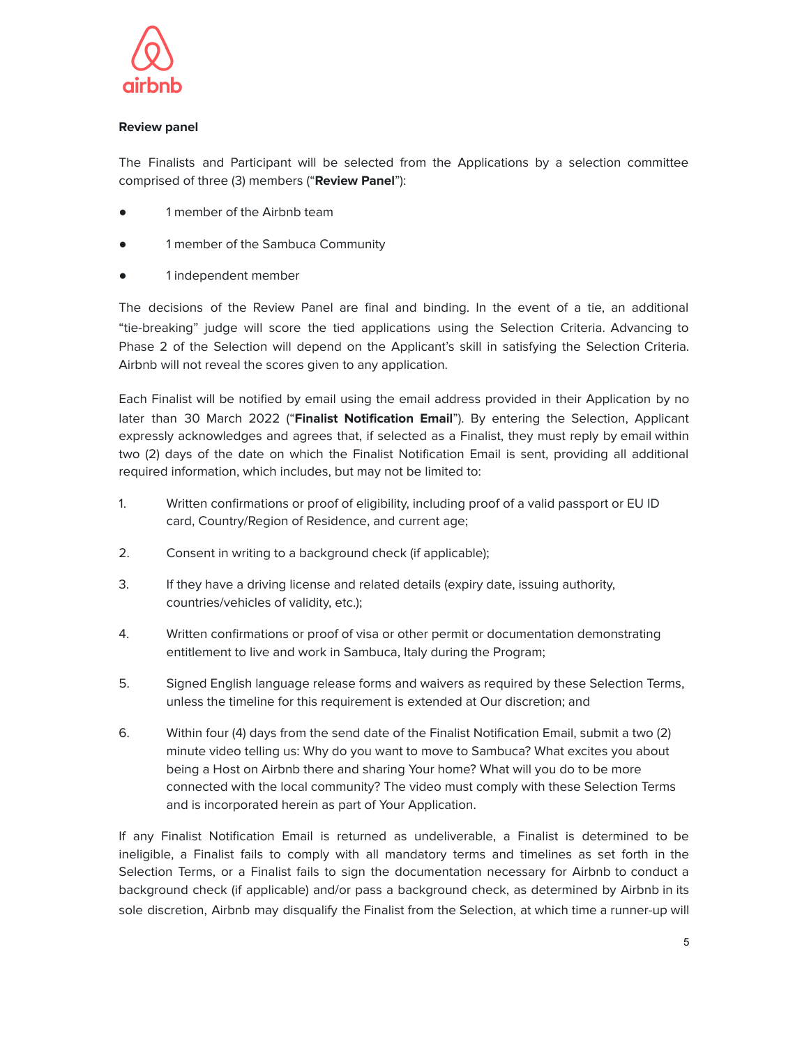**Review panel**

The Finalists and Participant will be selected from the Applications by a selection committee comprised of three (3) members ("**Review Panel**"):

- 1 member of the Airbnb team
- 1 member of the Sambuca Community
- 1 independent member

The decisions of the Review Panel are final and binding. In the event of a tie, an additional "tie-breaking" judge will score the tied applications using the Selection Criteria. Advancing to Phase 2 of the Selection will depend on the Applicant's skill in satisfying the Selection Criteria. Airbnb will not reveal the scores given to any application.

Each Finalist will be notified by email using the email address provided in their Application by no later than 30 March 2022 ("**Finalist Notification Email**"). By entering the Selection, Applicant expressly acknowledges and agrees that, if selected as a Finalist, they must reply by email within two (2) days of the date on which the Finalist Notification Email is sent, providing all additional required information, which includes, but may not be limited to:

1. Written confirmations or proof of eligibility, including proof of a valid passport or EU ID card, Country/Region of Residence, and current age;
2. Consent in writing to a background check (if applicable);
3. If they have a driving license and related details (expiry date, issuing authority, countries/vehicles of validity, etc.);
4. Written confirmations or proof of visa or other permit or documentation demonstrating entitlement to live and work in Sambuca, Italy during the Program;
5. Signed English language release forms and waivers as required by these Selection Terms, unless the timeline for this requirement is extended at Our discretion; and
6. Within four (4) days from the send date of the Finalist Notification Email, submit a two (2) minute video telling us: Why do you want to move to Sambuca? What excites you about being a Host on Airbnb there and sharing Your home? What will you do to be more connected with the local community? The video must comply with these Selection Terms and is incorporated herein as part of Your Application.

If any Finalist Notification Email is returned as undeliverable, a Finalist is determined to be ineligible, a Finalist fails to comply with all mandatory terms and timelines as set forth in the Selection Terms, or a Finalist fails to sign the documentation necessary for Airbnb to conduct a background check (if applicable) and/or pass a background check, as determined by Airbnb in its sole discretion, Airbnb may disqualify the Finalist from the Selection, at which time a runner-up will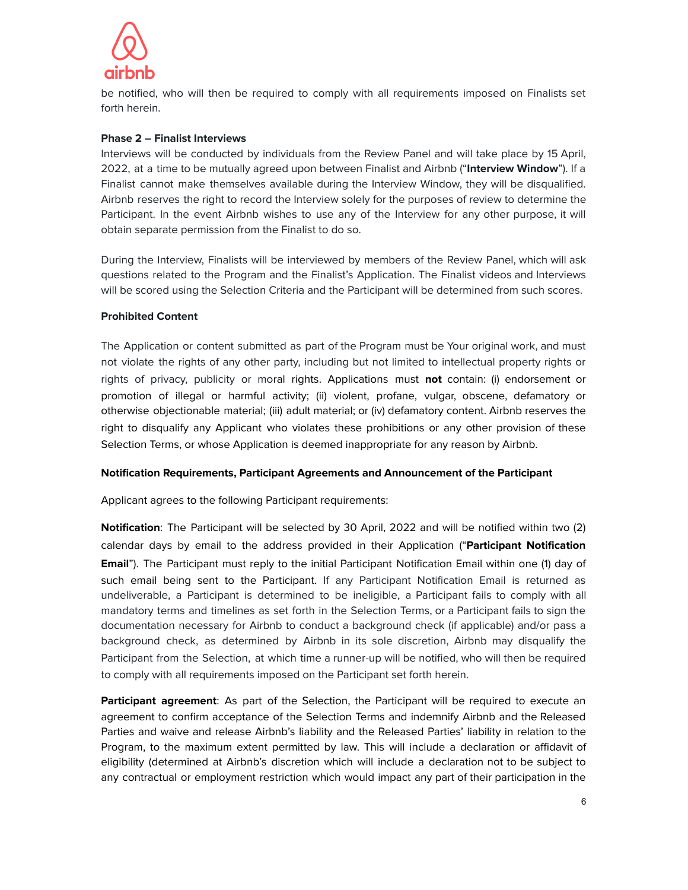be notified, who will then be required to comply with all requirements imposed on Finalists set forth herein.

**Phase 2 – Finalist Interviews**

Interviews will be conducted by individuals from the Review Panel and will take place by 15 April, 2022, at a time to be mutually agreed upon between Finalist and Airbnb ("**Interview Window**"). If a Finalist cannot make themselves available during the Interview Window, they will be disqualified. Airbnb reserves the right to record the Interview solely for the purposes of review to determine the Participant. In the event Airbnb wishes to use any of the Interview for any other purpose, it will obtain separate permission from the Finalist to do so.

During the Interview, Finalists will be interviewed by members of the Review Panel, which will ask questions related to the Program and the Finalist's Application. The Finalist videos and Interviews will be scored using the Selection Criteria and the Participant will be determined from such scores.

**Prohibited Content**

The Application or content submitted as part of the Program must be Your original work, and must not violate the rights of any other party, including but not limited to intellectual property rights or rights of privacy, publicity or moral rights. Applications must **not** contain: (i) endorsement or promotion of illegal or harmful activity; (ii) violent, profane, vulgar, obscene, defamatory or otherwise objectionable material; (iii) adult material; or (iv) defamatory content. Airbnb reserves the right to disqualify any Applicant who violates these prohibitions or any other provision of these Selection Terms, or whose Application is deemed inappropriate for any reason by Airbnb.

**Notification Requirements, Participant Agreements and Announcement of the Participant**

Applicant agrees to the following Participant requirements:

**Notification**: The Participant will be selected by 30 April, 2022 and will be notified within two (2) calendar days by email to the address provided in their Application ("**Participant Notification Email**"). The Participant must reply to the initial Participant Notification Email within one (1) day of such email being sent to the Participant. If any Participant Notification Email is returned as undeliverable, a Participant is determined to be ineligible, a Participant fails to comply with all mandatory terms and timelines as set forth in the Selection Terms, or a Participant fails to sign the documentation necessary for Airbnb to conduct a background check (if applicable) and/or pass a background check, as determined by Airbnb in its sole discretion, Airbnb may disqualify the Participant from the Selection, at which time a runner-up will be notified, who will then be required to comply with all requirements imposed on the Participant set forth herein.

**Participant agreement**: As part of the Selection, the Participant will be required to execute an agreement to confirm acceptance of the Selection Terms and indemnify Airbnb and the Released Parties and waive and release Airbnb's liability and the Released Parties' liability in relation to the Program, to the maximum extent permitted by law. This will include a declaration or affidavit of eligibility (determined at Airbnb's discretion which will include a declaration not to be subject to any contractual or employment restriction which would impact any part of their participation in the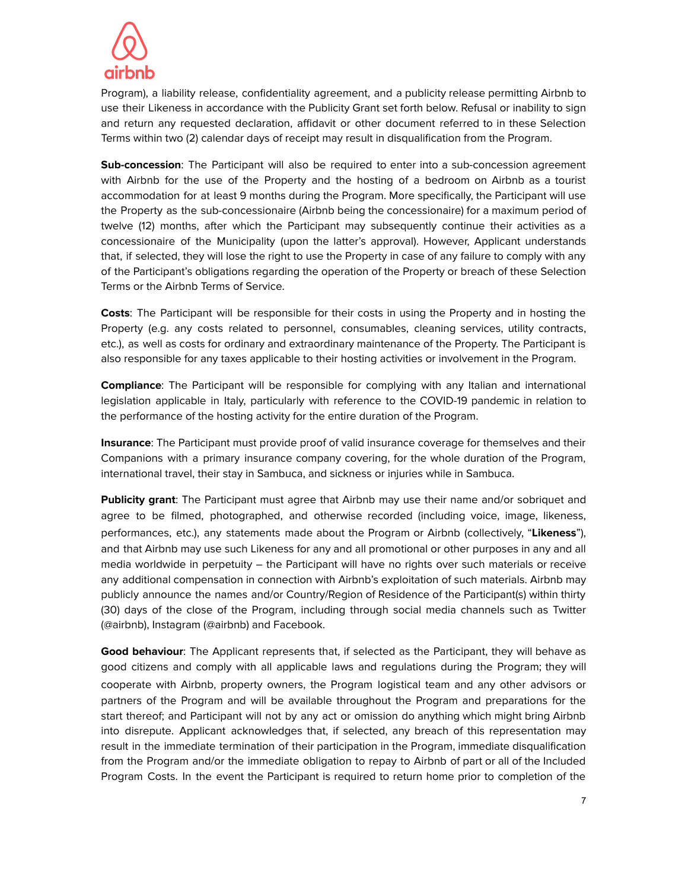Program), a liability release, confidentiality agreement, and a publicity release permitting Airbnb to use their Likeness in accordance with the Publicity Grant set forth below. Refusal or inability to sign and return any requested declaration, affidavit or other document referred to in these Selection Terms within two (2) calendar days of receipt may result in disqualification from the Program.

**Sub-concession**: The Participant will also be required to enter into a sub-concession agreement with Airbnb for the use of the Property and the hosting of a bedroom on Airbnb as a tourist accommodation for at least 9 months during the Program. More specifically, the Participant will use the Property as the sub-concessionaire (Airbnb being the concessionaire) for a maximum period of twelve (12) months, after which the Participant may subsequently continue their activities as a concessionaire of the Municipality (upon the latter's approval). However, Applicant understands that, if selected, they will lose the right to use the Property in case of any failure to comply with any of the Participant's obligations regarding the operation of the Property or breach of these Selection Terms or the Airbnb Terms of Service.

**Costs**: The Participant will be responsible for their costs in using the Property and in hosting the Property (e.g. any costs related to personnel, consumables, cleaning services, utility contracts, etc.), as well as costs for ordinary and extraordinary maintenance of the Property. The Participant is also responsible for any taxes applicable to their hosting activities or involvement in the Program.

**Compliance**: The Participant will be responsible for complying with any Italian and international legislation applicable in Italy, particularly with reference to the COVID-19 pandemic in relation to the performance of the hosting activity for the entire duration of the Program.

**Insurance**: The Participant must provide proof of valid insurance coverage for themselves and their Companions with a primary insurance company covering, for the whole duration of the Program, international travel, their stay in Sambuca, and sickness or injuries while in Sambuca.

**Publicity grant**: The Participant must agree that Airbnb may use their name and/or sobriquet and agree to be filmed, photographed, and otherwise recorded (including voice, image, likeness, performances, etc.), any statements made about the Program or Airbnb (collectively, "**Likeness**"), and that Airbnb may use such Likeness for any and all promotional or other purposes in any and all media worldwide in perpetuity – the Participant will have no rights over such materials or receive any additional compensation in connection with Airbnb's exploitation of such materials. Airbnb may publicly announce the names and/or Country/Region of Residence of the Participant(s) within thirty (30) days of the close of the Program, including through social media channels such as Twitter (@airbnb), Instagram (@airbnb) and Facebook.

**Good behaviour**: The Applicant represents that, if selected as the Participant, they will behave as good citizens and comply with all applicable laws and regulations during the Program; they will cooperate with Airbnb, property owners, the Program logistical team and any other advisors or partners of the Program and will be available throughout the Program and preparations for the start thereof; and Participant will not by any act or omission do anything which might bring Airbnb into disrepute. Applicant acknowledges that, if selected, any breach of this representation may result in the immediate termination of their participation in the Program, immediate disqualification from the Program and/or the immediate obligation to repay to Airbnb of part or all of the Included Program Costs. In the event the Participant is required to return home prior to completion of the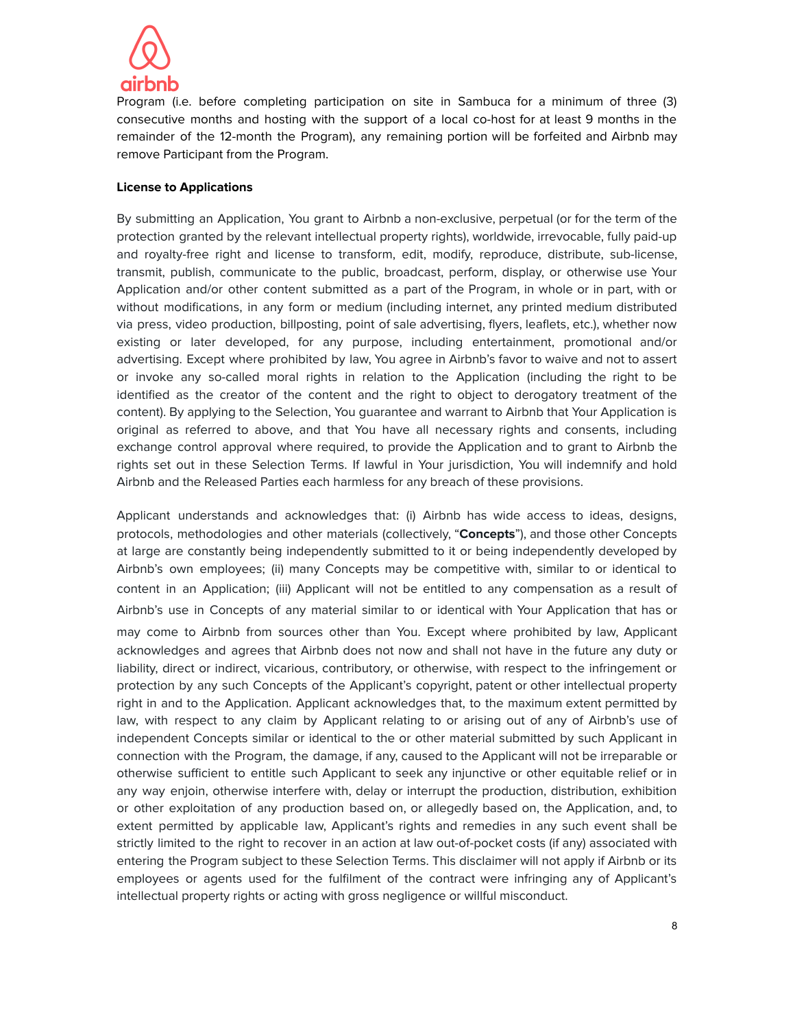Program (i.e. before completing participation on site in Sambuca for a minimum of three (3) consecutive months and hosting with the support of a local co-host for at least 9 months in the remainder of the 12-month the Program), any remaining portion will be forfeited and Airbnb may remove Participant from the Program.

**License to Applications**

By submitting an Application, You grant to Airbnb a non-exclusive, perpetual (or for the term of the protection granted by the relevant intellectual property rights), worldwide, irrevocable, fully paid-up and royalty-free right and license to transform, edit, modify, reproduce, distribute, sub-license, transmit, publish, communicate to the public, broadcast, perform, display, or otherwise use Your Application and/or other content submitted as a part of the Program, in whole or in part, with or without modifications, in any form or medium (including internet, any printed medium distributed via press, video production, billposting, point of sale advertising, flyers, leaflets, etc.), whether now existing or later developed, for any purpose, including entertainment, promotional and/or advertising. Except where prohibited by law, You agree in Airbnb's favor to waive and not to assert or invoke any so-called moral rights in relation to the Application (including the right to be identified as the creator of the content and the right to object to derogatory treatment of the content). By applying to the Selection, You guarantee and warrant to Airbnb that Your Application is original as referred to above, and that You have all necessary rights and consents, including exchange control approval where required, to provide the Application and to grant to Airbnb the rights set out in these Selection Terms. If lawful in Your jurisdiction, You will indemnify and hold Airbnb and the Released Parties each harmless for any breach of these provisions.

Applicant understands and acknowledges that: (i) Airbnb has wide access to ideas, designs, protocols, methodologies and other materials (collectively, "**Concepts**"), and those other Concepts at large are constantly being independently submitted to it or being independently developed by Airbnb's own employees; (ii) many Concepts may be competitive with, similar to or identical to content in an Application; (iii) Applicant will not be entitled to any compensation as a result of Airbnb's use in Concepts of any material similar to or identical with Your Application that has or may come to Airbnb from sources other than You. Except where prohibited by law, Applicant acknowledges and agrees that Airbnb does not now and shall not have in the future any duty or liability, direct or indirect, vicarious, contributory, or otherwise, with respect to the infringement or protection by any such Concepts of the Applicant's copyright, patent or other intellectual property right in and to the Application. Applicant acknowledges that, to the maximum extent permitted by law, with respect to any claim by Applicant relating to or arising out of any of Airbnb's use of independent Concepts similar or identical to the or other material submitted by such Applicant in connection with the Program, the damage, if any, caused to the Applicant will not be irreparable or otherwise sufficient to entitle such Applicant to seek any injunctive or other equitable relief or in any way enjoin, otherwise interfere with, delay or interrupt the production, distribution, exhibition or other exploitation of any production based on, or allegedly based on, the Application, and, to extent permitted by applicable law, Applicant's rights and remedies in any such event shall be strictly limited to the right to recover in an action at law out-of-pocket costs (if any) associated with entering the Program subject to these Selection Terms. This disclaimer will not apply if Airbnb or its employees or agents used for the fulfilment of the contract were infringing any of Applicant's intellectual property rights or acting with gross negligence or willful misconduct.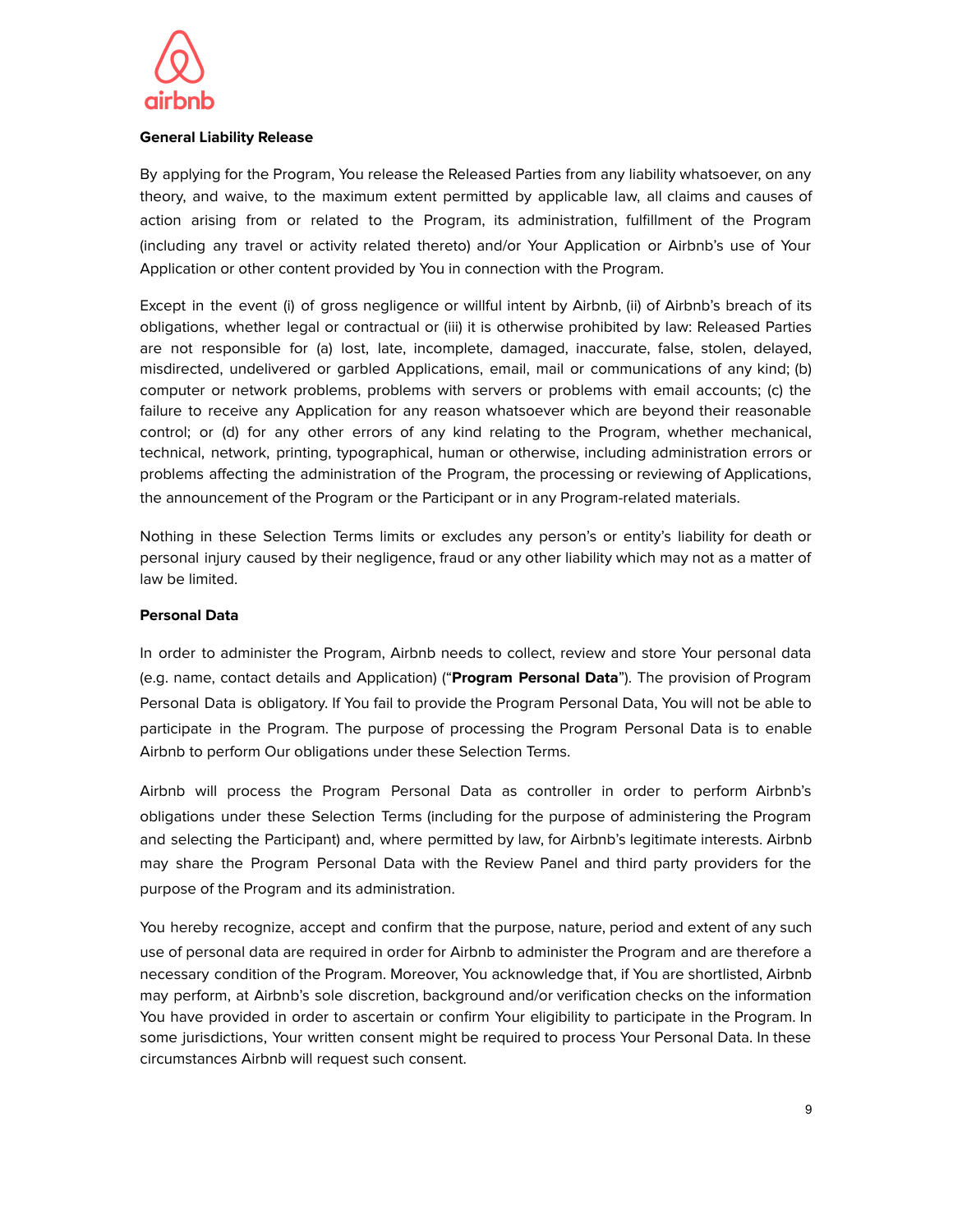**General Liability Release**

By applying for the Program, You release the Released Parties from any liability whatsoever, on any theory, and waive, to the maximum extent permitted by applicable law, all claims and causes of action arising from or related to the Program, its administration, fulfillment of the Program (including any travel or activity related thereto) and/or Your Application or Airbnb's use of Your Application or other content provided by You in connection with the Program.

Except in the event (i) of gross negligence or willful intent by Airbnb, (ii) of Airbnb's breach of its obligations, whether legal or contractual or (iii) it is otherwise prohibited by law: Released Parties are not responsible for (a) lost, late, incomplete, damaged, inaccurate, false, stolen, delayed, misdirected, undelivered or garbled Applications, email, mail or communications of any kind; (b) computer or network problems, problems with servers or problems with email accounts; (c) the failure to receive any Application for any reason whatsoever which are beyond their reasonable control; or (d) for any other errors of any kind relating to the Program, whether mechanical, technical, network, printing, typographical, human or otherwise, including administration errors or problems affecting the administration of the Program, the processing or reviewing of Applications, the announcement of the Program or the Participant or in any Program-related materials.

Nothing in these Selection Terms limits or excludes any person's or entity's liability for death or personal injury caused by their negligence, fraud or any other liability which may not as a matter of law be limited.

**Personal Data**

In order to administer the Program, Airbnb needs to collect, review and store Your personal data (e.g. name, contact details and Application) ("**Program Personal Data**"). The provision of Program Personal Data is obligatory. If You fail to provide the Program Personal Data, You will not be able to participate in the Program. The purpose of processing the Program Personal Data is to enable Airbnb to perform Our obligations under these Selection Terms.

Airbnb will process the Program Personal Data as controller in order to perform Airbnb's obligations under these Selection Terms (including for the purpose of administering the Program and selecting the Participant) and, where permitted by law, for Airbnb's legitimate interests. Airbnb may share the Program Personal Data with the Review Panel and third party providers for the purpose of the Program and its administration.

You hereby recognize, accept and confirm that the purpose, nature, period and extent of any such use of personal data are required in order for Airbnb to administer the Program and are therefore a necessary condition of the Program. Moreover, You acknowledge that, if You are shortlisted, Airbnb may perform, at Airbnb's sole discretion, background and/or verification checks on the information You have provided in order to ascertain or confirm Your eligibility to participate in the Program. In some jurisdictions, Your written consent might be required to process Your Personal Data. In these circumstances Airbnb will request such consent.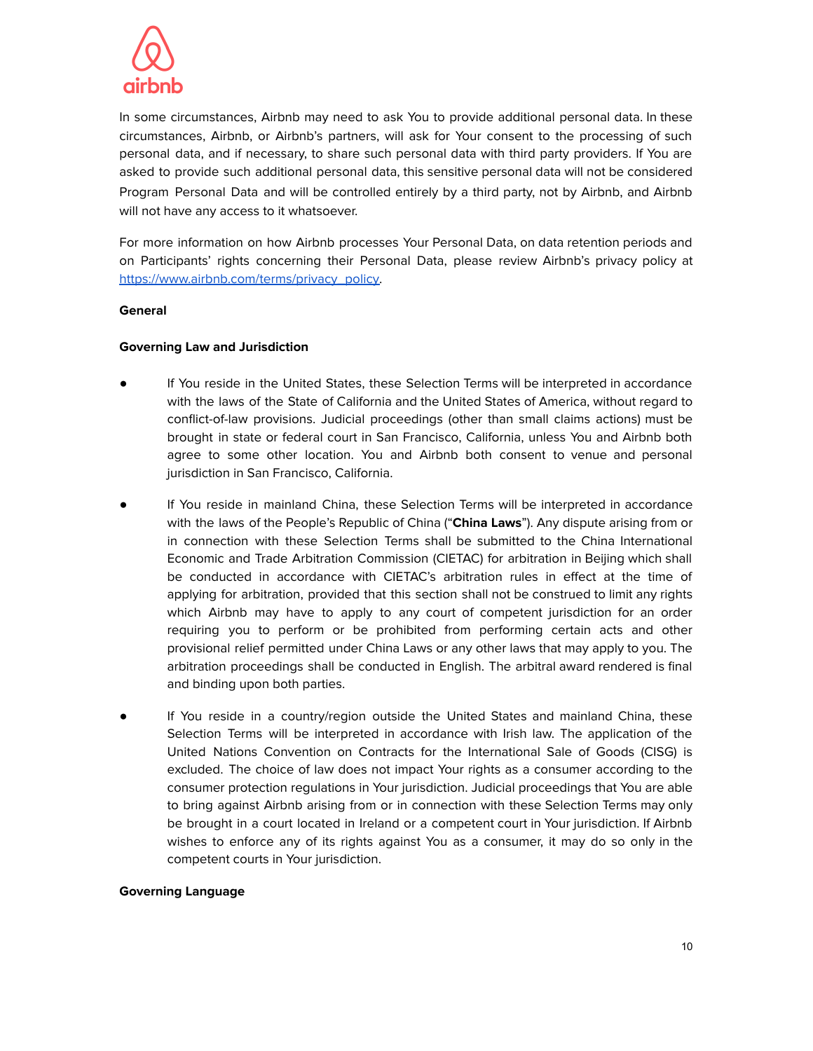In some circumstances, Airbnb may need to ask You to provide additional personal data. In these circumstances, Airbnb, or Airbnb's partners, will ask for Your consent to the processing of such personal data, and if necessary, to share such personal data with third party providers. If You are asked to provide such additional personal data, this sensitive personal data will not be considered Program Personal Data and will be controlled entirely by a third party, not by Airbnb, and Airbnb will not have any access to it whatsoever.

For more information on how Airbnb processes Your Personal Data, on data retention periods and on Participants' rights concerning their Personal Data, please review Airbnb's privacy policy at [https://www.airbnb.com/terms/privacy_policy](https://www.airbnb.com/terms/privacy_policy).

**General**

**Governing Law and Jurisdiction**

- If You reside in the United States, these Selection Terms will be interpreted in accordance with the laws of the State of California and the United States of America, without regard to conflict-of-law provisions. Judicial proceedings (other than small claims actions) must be brought in state or federal court in San Francisco, California, unless You and Airbnb both agree to some other location. You and Airbnb both consent to venue and personal jurisdiction in San Francisco, California.

- If You reside in mainland China, these Selection Terms will be interpreted in accordance with the laws of the People's Republic of China ("**China Laws**"). Any dispute arising from or in connection with these Selection Terms shall be submitted to the China International Economic and Trade Arbitration Commission (CIETAC) for arbitration in Beijing which shall be conducted in accordance with CIETAC's arbitration rules in effect at the time of applying for arbitration, provided that this section shall not be construed to limit any rights which Airbnb may have to apply to any court of competent jurisdiction for an order requiring you to perform or be prohibited from performing certain acts and other provisional relief permitted under China Laws or any other laws that may apply to you. The arbitration proceedings shall be conducted in English. The arbitral award rendered is final and binding upon both parties.

- If You reside in a country/region outside the United States and mainland China, these Selection Terms will be interpreted in accordance with Irish law. The application of the United Nations Convention on Contracts for the International Sale of Goods (CISG) is excluded. The choice of law does not impact Your rights as a consumer according to the consumer protection regulations in Your jurisdiction. Judicial proceedings that You are able to bring against Airbnb arising from or in connection with these Selection Terms may only be brought in a court located in Ireland or a competent court in Your jurisdiction. If Airbnb wishes to enforce any of its rights against You as a consumer, it may do so only in the competent courts in Your jurisdiction.

**Governing Language**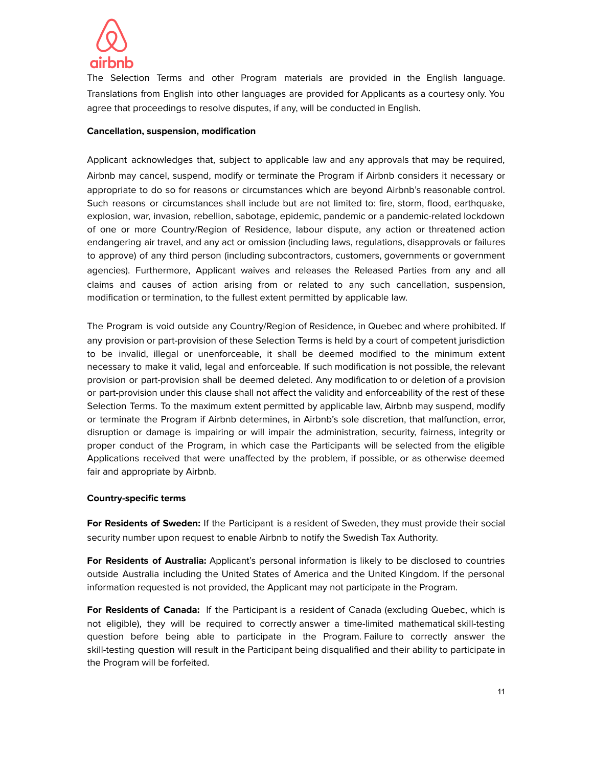The Selection Terms and other Program materials are provided in the English language. Translations from English into other languages are provided for Applicants as a courtesy only. You agree that proceedings to resolve disputes, if any, will be conducted in English.

**Cancellation, suspension, modification**

Applicant acknowledges that, subject to applicable law and any approvals that may be required, Airbnb may cancel, suspend, modify or terminate the Program if Airbnb considers it necessary or appropriate to do so for reasons or circumstances which are beyond Airbnb's reasonable control. Such reasons or circumstances shall include but are not limited to: fire, storm, flood, earthquake, explosion, war, invasion, rebellion, sabotage, epidemic, pandemic or a pandemic-related lockdown of one or more Country/Region of Residence, labour dispute, any action or threatened action endangering air travel, and any act or omission (including laws, regulations, disapprovals or failures to approve) of any third person (including subcontractors, customers, governments or government agencies). Furthermore, Applicant waives and releases the Released Parties from any and all claims and causes of action arising from or related to any such cancellation, suspension, modification or termination, to the fullest extent permitted by applicable law.

The Program is void outside any Country/Region of Residence, in Quebec and where prohibited. If any provision or part-provision of these Selection Terms is held by a court of competent jurisdiction to be invalid, illegal or unenforceable, it shall be deemed modified to the minimum extent necessary to make it valid, legal and enforceable. If such modification is not possible, the relevant provision or part-provision shall be deemed deleted. Any modification to or deletion of a provision or part-provision under this clause shall not affect the validity and enforceability of the rest of these Selection Terms. To the maximum extent permitted by applicable law, Airbnb may suspend, modify or terminate the Program if Airbnb determines, in Airbnb's sole discretion, that malfunction, error, disruption or damage is impairing or will impair the administration, security, fairness, integrity or proper conduct of the Program, in which case the Participants will be selected from the eligible Applications received that were unaffected by the problem, if possible, or as otherwise deemed fair and appropriate by Airbnb.

**Country-specific terms**

**For Residents of Sweden:** If the Participant is a resident of Sweden, they must provide their social security number upon request to enable Airbnb to notify the Swedish Tax Authority.

**For Residents of Australia:** Applicant's personal information is likely to be disclosed to countries outside Australia including the United States of America and the United Kingdom. If the personal information requested is not provided, the Applicant may not participate in the Program.

**For Residents of Canada:** If the Participant is a resident of Canada (excluding Quebec, which is not eligible), they will be required to correctly answer a time-limited mathematical skill-testing question before being able to participate in the Program. Failure to correctly answer the skill-testing question will result in the Participant being disqualified and their ability to participate in the Program will be forfeited.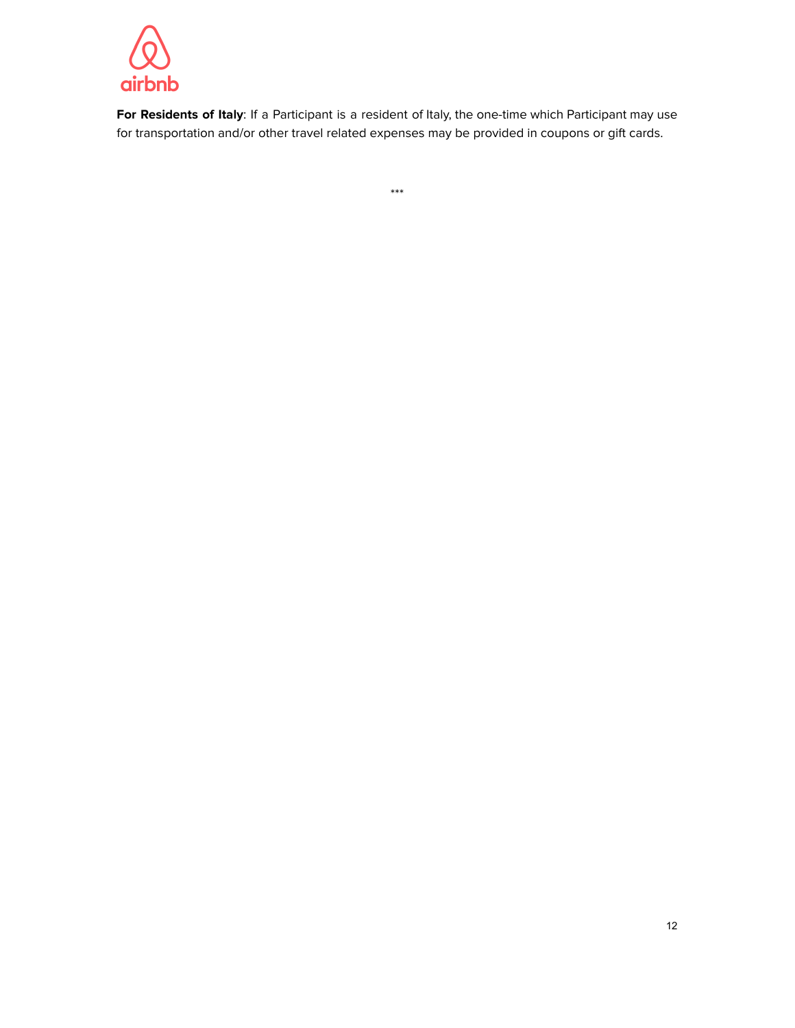**For Residents of Italy**: If a Participant is a resident of Italy, the one-time which Participant may use for transportation and/or other travel related expenses may be provided in coupons or gift cards.

***